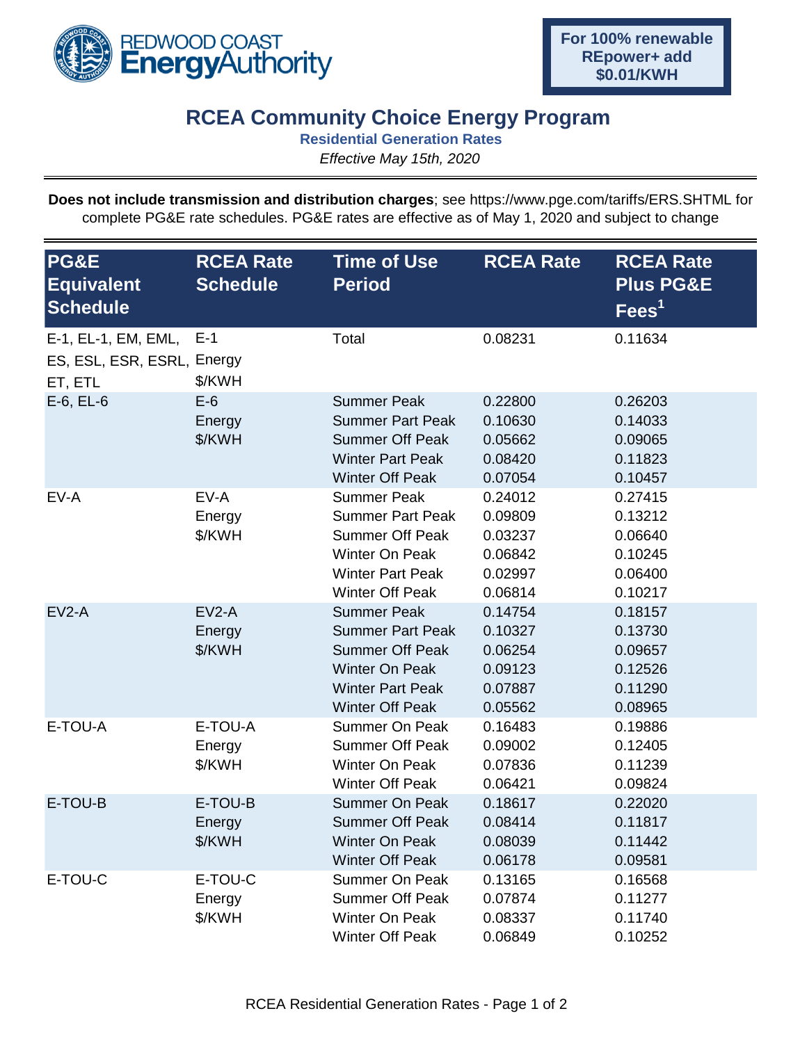REDWOOD COAST **Energy**Authority

**For 100% renewable REpower+ add $0.01/KWH**

# RCEA Community Choice Energy Program

## Residential Generation Rates

*Effective May 15th, 2020*

---

**Does not include transmission and distribution charges**; see https://www.pge.com/tariffs/ERS.SHTML for complete PG&E rate schedules. PG&E rates are effective as of May 1, 2020 and subject to change

| PG&E Equivalent Schedule | RCEA Rate Schedule | Time of Use Period | RCEA Rate | RCEA Rate Plus PG&E Fees[1] |
|---|---|---|---|---|
| E-1, EL-1, EM, EML, ES, ESL, ESR, ESRL, ET, ETL | E-1 Energy $/KWH | Total | 0.08231 | 0.11634 |
| E-6, EL-6 | E-6 Energy $/KWH | Summer Peak | 0.22800 | 0.26203 |
| | | Summer Part Peak | 0.10630 | 0.14033 |
| | | Summer Off Peak | 0.05662 | 0.09065 |
| | | Winter Part Peak | 0.08420 | 0.11823 |
| | | Winter Off Peak | 0.07054 | 0.10457 |
| EV-A | EV-A Energy $/KWH | Summer Peak | 0.24012 | 0.27415 |
| | | Summer Part Peak | 0.09809 | 0.13212 |
| | | Summer Off Peak | 0.03237 | 0.06640 |
| | | Winter On Peak | 0.06842 | 0.10245 |
| | | Winter Part Peak | 0.02997 | 0.06400 |
| | | Winter Off Peak | 0.06814 | 0.10217 |
| EV2-A | EV2-A Energy $/KWH | Summer Peak | 0.14754 | 0.18157 |
| | | Summer Part Peak | 0.10327 | 0.13730 |
| | | Summer Off Peak | 0.06254 | 0.09657 |
| | | Winter On Peak | 0.09123 | 0.12526 |
| | | Winter Part Peak | 0.07887 | 0.11290 |
| | | Winter Off Peak | 0.05562 | 0.08965 |
| E-TOU-A | E-TOU-A Energy $/KWH | Summer On Peak | 0.16483 | 0.19886 |
| | | Summer Off Peak | 0.09002 | 0.12405 |
| | | Winter On Peak | 0.07836 | 0.11239 |
| | | Winter Off Peak | 0.06421 | 0.09824 |
| E-TOU-B | E-TOU-B Energy $/KWH | Summer On Peak | 0.18617 | 0.22020 |
| | | Summer Off Peak | 0.08414 | 0.11817 |
| | | Winter On Peak | 0.08039 | 0.11442 |
| | | Winter Off Peak | 0.06178 | 0.09581 |
| E-TOU-C | E-TOU-C Energy $/KWH | Summer On Peak | 0.13165 | 0.16568 |
| | | Summer Off Peak | 0.07874 | 0.11277 |
| | | Winter On Peak | 0.08337 | 0.11740 |
| | | Winter Off Peak | 0.06849 | 0.10252 |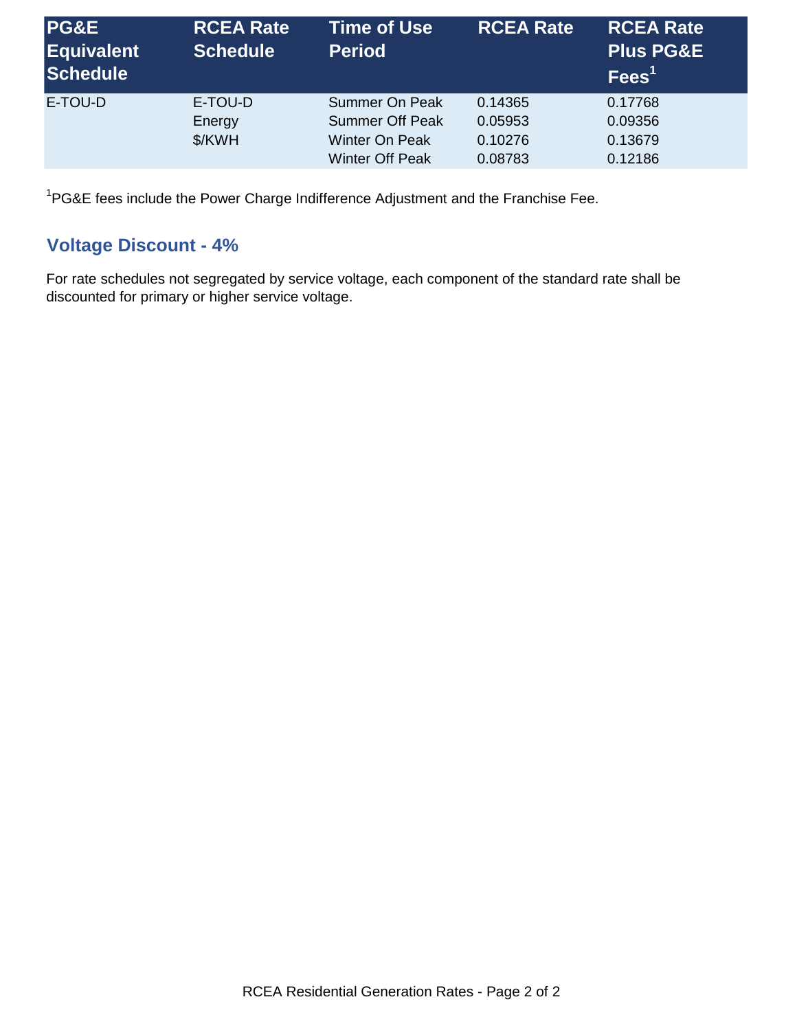| PG&E Equivalent Schedule | RCEA Rate Schedule | Time of Use Period | RCEA Rate | RCEA Rate Plus PG&E Fees[1] |
|---|---|---|---|---|
| E-TOU-D | E-TOU-D | Summer On Peak | 0.14365 | 0.17768 |
| | Energy | Summer Off Peak | 0.05953 | 0.09356 |
| | $/KWH | Winter On Peak | 0.10276 | 0.13679 |
| | | Winter Off Peak | 0.08783 | 0.12186 |

[1]PG&E fees include the Power Charge Indifference Adjustment and the Franchise Fee.

## Voltage Discount - 4%

For rate schedules not segregated by service voltage, each component of the standard rate shall be discounted for primary or higher service voltage.